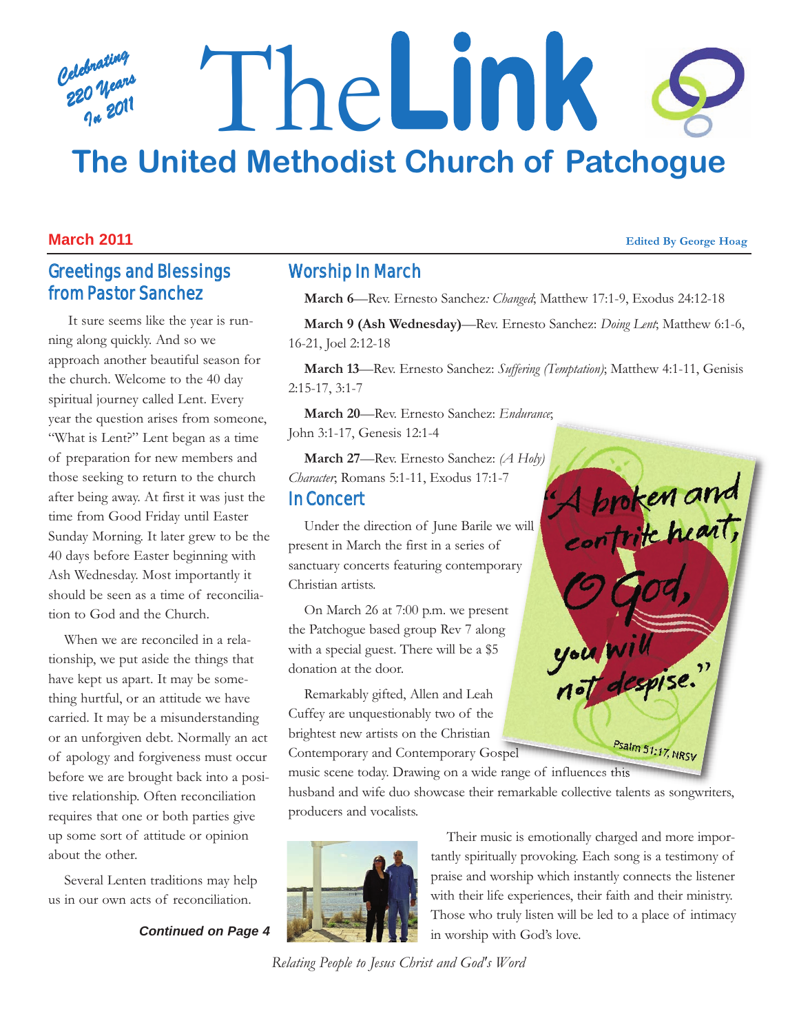Celebrating 220 Years In 2011

# The Link

## The United Methodist Church of Patchogue

**March 2011**

**Edited By George Hoag**

## Greetings and Blessings from Pastor Sanchez

It sure seems like the year is running along quickly. And so we approach another beautiful season for the church. Welcome to the 40 day spiritual journey called Lent. Every year the question arises from someone, "What is Lent?" Lent began as a time of preparation for new members and those seeking to return to the church after being away. At first it was just the time from Good Friday until Easter Sunday Morning. It later grew to be the 40 days before Easter beginning with Ash Wednesday. Most importantly it should be seen as a time of reconciliation to God and the Church.

When we are reconciled in a relationship, we put aside the things that have kept us apart. It may be something hurtful, or an attitude we have carried. It may be a misunderstanding or an unforgiven debt. Normally an act of apology and forgiveness must occur before we are brought back into a positive relationship. Often reconciliation requires that one or both parties give up some sort of attitude or opinion about the other.

Several Lenten traditions may help us in our own acts of reconciliation.

***Continued on Page 4***

## Worship In March

**March 6**—Rev. Ernesto Sanchez*: Changed*; Matthew 17:1-9, Exodus 24:12-18

**March 9 (Ash Wednesday)**—Rev. Ernesto Sanchez: *Doing Lent*; Matthew 6:1-6, 16-21, Joel 2:12-18

**March 13**—Rev. Ernesto Sanchez: *Suffering (Temptation)*; Matthew 4:1-11, Genisis 2:15-17, 3:1-7

**March 20**—Rev. Ernesto Sanchez: *Endurance*; John 3:1-17, Genesis 12:1-4

**March 27**—Rev. Ernesto Sanchez: *(A Holy) Character*; Romans 5:1-11, Exodus 17:1-7

## In Concert

Under the direction of June Barile we will present in March the first in a series of sanctuary concerts featuring contemporary Christian artists.

On March 26 at 7:00 p.m. we present the Patchogue based group Rev 7 along with a special guest. There will be a $5 donation at the door.

Remarkably gifted, Allen and Leah Cuffey are unquestionably two of the brightest new artists on the Christian Contemporary and Contemporary Gospel music scene today. Drawing on a wide range of influences this husband and wife duo showcase their remarkable collective talents as songwriters, producers and vocalists.

Their music is emotionally charged and more importantly spiritually provoking. Each song is a testimony of praise and worship which instantly connects the listener with their life experiences, their faith and their ministry. Those who truly listen will be led to a place of intimacy in worship with God's love.

"A broken and contrite heart, O God, you will not despise." Psalm 51:17, NRSV

*Relating People to Jesus Christ and God's Word*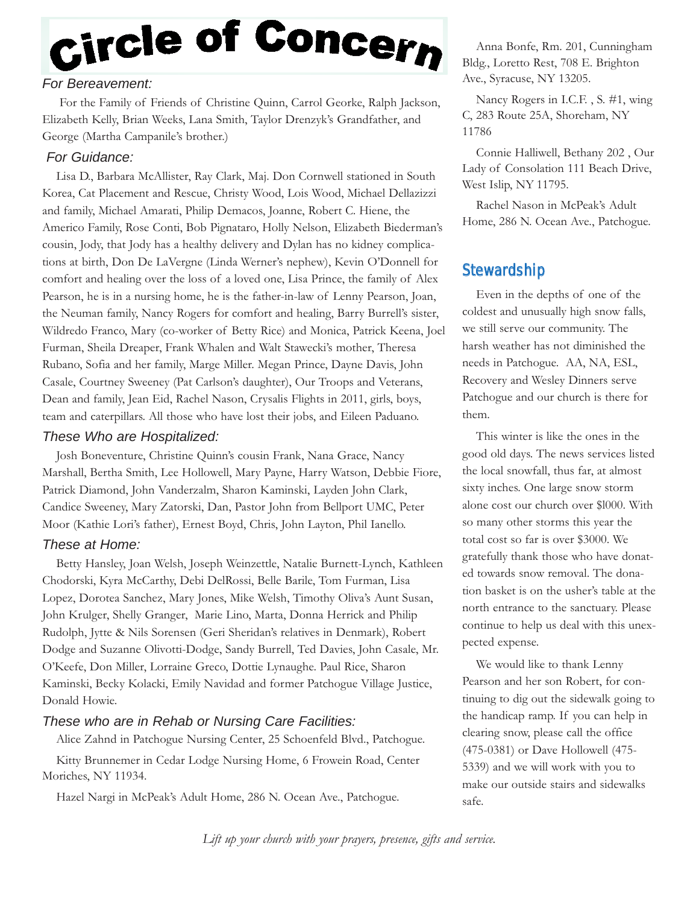# Circle of Concern

### *For Bereavement:*

For the Family of Friends of Christine Quinn, Carrol Georke, Ralph Jackson, Elizabeth Kelly, Brian Weeks, Lana Smith, Taylor Drenzyk's Grandfather, and George (Martha Campanile's brother.)

### *For Guidance:*

Lisa D., Barbara McAllister, Ray Clark, Maj. Don Cornwell stationed in South Korea, Cat Placement and Rescue, Christy Wood, Lois Wood, Michael Dellazizzi and family, Michael Amarati, Philip Demacos, Joanne, Robert C. Hiene, the Americo Family, Rose Conti, Bob Pignataro, Holly Nelson, Elizabeth Biederman's cousin, Jody, that Jody has a healthy delivery and Dylan has no kidney complications at birth, Don De LaVergne (Linda Werner's nephew), Kevin O'Donnell for comfort and healing over the loss of a loved one, Lisa Prince, the family of Alex Pearson, he is in a nursing home, he is the father-in-law of Lenny Pearson, Joan, the Neuman family, Nancy Rogers for comfort and healing, Barry Burrell's sister, Wildredo Franco, Mary (co-worker of Betty Rice) and Monica, Patrick Keena, Joel Furman, Sheila Dreaper, Frank Whalen and Walt Stawecki's mother, Theresa Rubano, Sofia and her family, Marge Miller. Megan Prince, Dayne Davis, John Casale, Courtney Sweeney (Pat Carlson's daughter), Our Troops and Veterans, Dean and family, Jean Eid, Rachel Nason, Crysalis Flights in 2011, girls, boys, team and caterpillars. All those who have lost their jobs, and Eileen Paduano.

### *These Who are Hospitalized:*

Josh Boneventure, Christine Quinn's cousin Frank, Nana Grace, Nancy Marshall, Bertha Smith, Lee Hollowell, Mary Payne, Harry Watson, Debbie Fiore, Patrick Diamond, John Vanderzalm, Sharon Kaminski, Layden John Clark, Candice Sweeney, Mary Zatorski, Dan, Pastor John from Bellport UMC, Peter Moor (Kathie Lori's father), Ernest Boyd, Chris, John Layton, Phil Ianello.

### *These at Home:*

Betty Hansley, Joan Welsh, Joseph Weinzettle, Natalie Burnett-Lynch, Kathleen Chodorski, Kyra McCarthy, Debi DelRossi, Belle Barile, Tom Furman, Lisa Lopez, Dorotea Sanchez, Mary Jones, Mike Welsh, Timothy Oliva's Aunt Susan, John Krulger, Shelly Granger, Marie Lino, Marta, Donna Herrick and Philip Rudolph, Jytte & Nils Sorensen (Geri Sheridan's relatives in Denmark), Robert Dodge and Suzanne Olivotti-Dodge, Sandy Burrell, Ted Davies, John Casale, Mr. O'Keefe, Don Miller, Lorraine Greco, Dottie Lynaughe. Paul Rice, Sharon Kaminski, Becky Kolacki, Emily Navidad and former Patchogue Village Justice, Donald Howie.

### *These who are in Rehab or Nursing Care Facilities:*

Alice Zahnd in Patchogue Nursing Center, 25 Schoenfeld Blvd., Patchogue.

Kitty Brunnemer in Cedar Lodge Nursing Home, 6 Frowein Road, Center Moriches, NY 11934.

Hazel Nargi in McPeak's Adult Home, 286 N. Ocean Ave., Patchogue.

Anna Bonfe, Rm. 201, Cunningham Bldg., Loretto Rest, 708 E. Brighton Ave., Syracuse, NY 13205.

Nancy Rogers in I.C.F. , S. #1, wing C, 283 Route 25A, Shoreham, NY 11786

Connie Halliwell, Bethany 202 , Our Lady of Consolation 111 Beach Drive, West Islip, NY 11795.

Rachel Nason in McPeak's Adult Home, 286 N. Ocean Ave., Patchogue.

## Stewardship

Even in the depths of one of the coldest and unusually high snow falls, we still serve our community. The harsh weather has not diminished the needs in Patchogue. AA, NA, ESL, Recovery and Wesley Dinners serve Patchogue and our church is there for them.

This winter is like the ones in the good old days. The news services listed the local snowfall, thus far, at almost sixty inches. One large snow storm alone cost our church over $1000. With so many other storms this year the total cost so far is over $3000. We gratefully thank those who have donated towards snow removal. The donation basket is on the usher's table at the north entrance to the sanctuary. Please continue to help us deal with this unexpected expense.

We would like to thank Lenny Pearson and her son Robert, for continuing to dig out the sidewalk going to the handicap ramp. If you can help in clearing snow, please call the office (475-0381) or Dave Hollowell (475-5339) and we will work with you to make our outside stairs and sidewalks safe.

*Lift up your church with your prayers, presence, gifts and service.*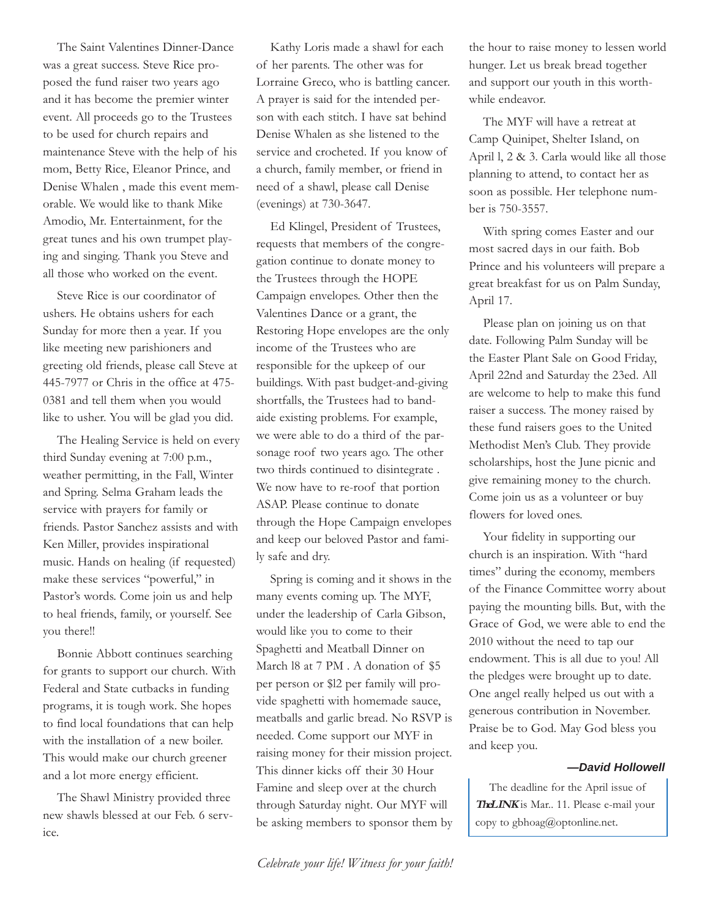The Saint Valentines Dinner-Dance was a great success. Steve Rice proposed the fund raiser two years ago and it has become the premier winter event. All proceeds go to the Trustees to be used for church repairs and maintenance Steve with the help of his mom, Betty Rice, Eleanor Prince, and Denise Whalen , made this event memorable. We would like to thank Mike Amodio, Mr. Entertainment, for the great tunes and his own trumpet playing and singing. Thank you Steve and all those who worked on the event.

Steve Rice is our coordinator of ushers. He obtains ushers for each Sunday for more then a year. If you like meeting new parishioners and greeting old friends, please call Steve at 445-7977 or Chris in the office at 475-0381 and tell them when you would like to usher. You will be glad you did.

The Healing Service is held on every third Sunday evening at 7:00 p.m., weather permitting, in the Fall, Winter and Spring. Selma Graham leads the service with prayers for family or friends. Pastor Sanchez assists and with Ken Miller, provides inspirational music. Hands on healing (if requested) make these services "powerful," in Pastor's words. Come join us and help to heal friends, family, or yourself. See you there!!

Bonnie Abbott continues searching for grants to support our church. With Federal and State cutbacks in funding programs, it is tough work. She hopes to find local foundations that can help with the installation of a new boiler. This would make our church greener and a lot more energy efficient.

The Shawl Ministry provided three new shawls blessed at our Feb. 6 service.

Kathy Loris made a shawl for each of her parents. The other was for Lorraine Greco, who is battling cancer. A prayer is said for the intended person with each stitch. I have sat behind Denise Whalen as she listened to the service and crocheted. If you know of a church, family member, or friend in need of a shawl, please call Denise (evenings) at 730-3647.

Ed Klingel, President of Trustees, requests that members of the congregation continue to donate money to the Trustees through the HOPE Campaign envelopes. Other then the Valentines Dance or a grant, the Restoring Hope envelopes are the only income of the Trustees who are responsible for the upkeep of our buildings. With past budget-and-giving shortfalls, the Trustees had to band-aide existing problems. For example, we were able to do a third of the parsonage roof two years ago. The other two thirds continued to disintegrate . We now have to re-roof that portion ASAP. Please continue to donate through the Hope Campaign envelopes and keep our beloved Pastor and family safe and dry.

Spring is coming and it shows in the many events coming up. The MYF, under the leadership of Carla Gibson, would like you to come to their Spaghetti and Meatball Dinner on March l8 at 7 PM . A donation of $5 per person or $l2 per family will provide spaghetti with homemade sauce, meatballs and garlic bread. No RSVP is needed. Come support our MYF in raising money for their mission project. This dinner kicks off their 30 Hour Famine and sleep over at the church through Saturday night. Our MYF will be asking members to sponsor them by the hour to raise money to lessen world hunger. Let us break bread together and support our youth in this worthwhile endeavor.

The MYF will have a retreat at Camp Quinipet, Shelter Island, on April l, 2 & 3. Carla would like all those planning to attend, to contact her as soon as possible. Her telephone number is 750-3557.

With spring comes Easter and our most sacred days in our faith. Bob Prince and his volunteers will prepare a great breakfast for us on Palm Sunday, April 17.

Please plan on joining us on that date. Following Palm Sunday will be the Easter Plant Sale on Good Friday, April 22nd and Saturday the 23ed. All are welcome to help to make this fund raiser a success. The money raised by these fund raisers goes to the United Methodist Men's Club. They provide scholarships, host the June picnic and give remaining money to the church. Come join us as a volunteer or buy flowers for loved ones.

Your fidelity in supporting our church is an inspiration. With "hard times" during the economy, members of the Finance Committee worry about paying the mounting bills. But, with the Grace of God, we were able to end the 2010 without the need to tap our endowment. This is all due to you! All the pledges were brought up to date. One angel really helped us out with a generous contribution in November. Praise be to God. May God bless you and keep you.

***—David Hollowell***

The deadline for the April issue of ***The LINK*** is Mar.. 11. Please e-mail your copy to gbhoag@optonline.net.

*Celebrate your life! Witness for your faith!*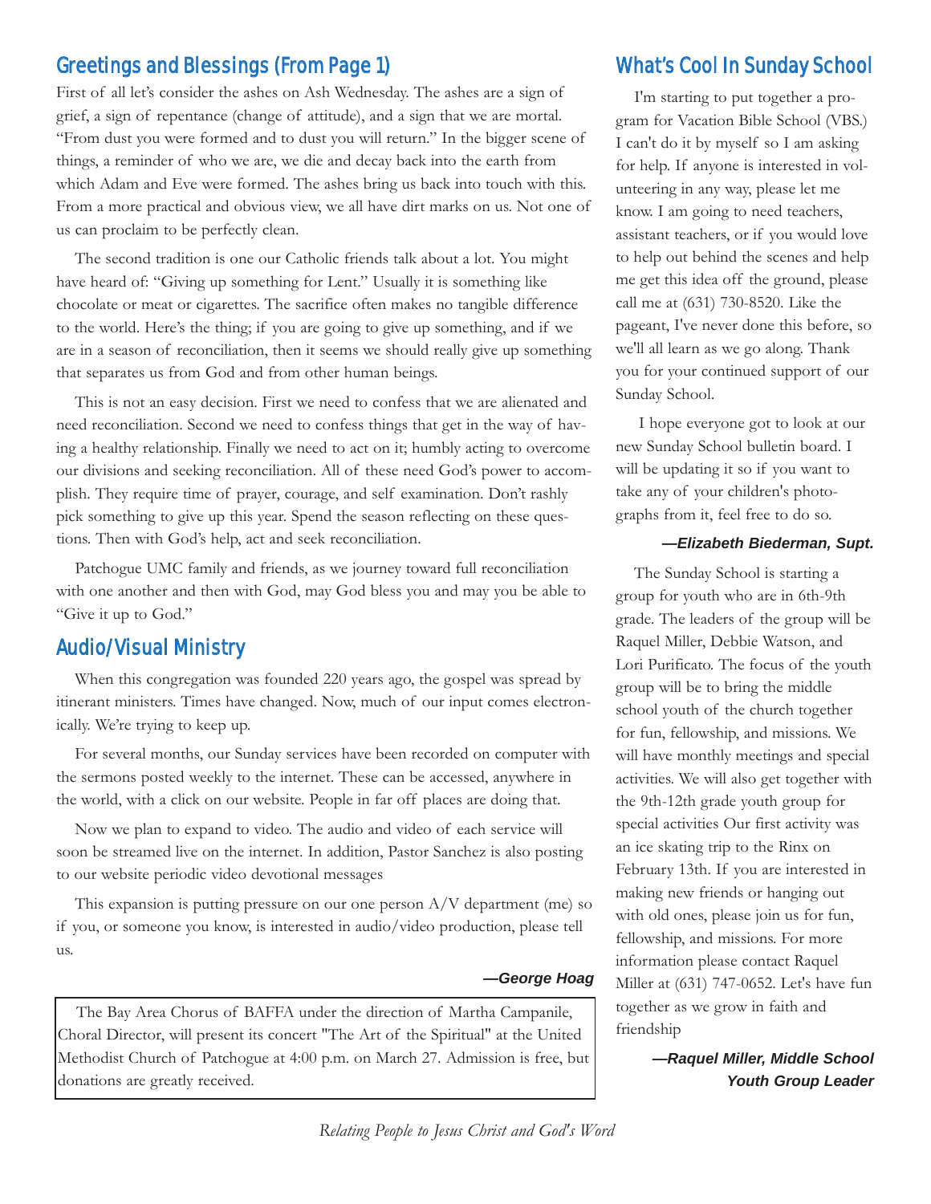## Greetings and Blessings (From Page 1)

First of all let's consider the ashes on Ash Wednesday. The ashes are a sign of grief, a sign of repentance (change of attitude), and a sign that we are mortal. "From dust you were formed and to dust you will return." In the bigger scene of things, a reminder of who we are, we die and decay back into the earth from which Adam and Eve were formed. The ashes bring us back into touch with this. From a more practical and obvious view, we all have dirt marks on us. Not one of us can proclaim to be perfectly clean.

The second tradition is one our Catholic friends talk about a lot. You might have heard of: "Giving up something for Lent." Usually it is something like chocolate or meat or cigarettes. The sacrifice often makes no tangible difference to the world. Here's the thing; if you are going to give up something, and if we are in a season of reconciliation, then it seems we should really give up something that separates us from God and from other human beings.

This is not an easy decision. First we need to confess that we are alienated and need reconciliation. Second we need to confess things that get in the way of having a healthy relationship. Finally we need to act on it; humbly acting to overcome our divisions and seeking reconciliation. All of these need God's power to accomplish. They require time of prayer, courage, and self examination. Don't rashly pick something to give up this year. Spend the season reflecting on these questions. Then with God's help, act and seek reconciliation.

Patchogue UMC family and friends, as we journey toward full reconciliation with one another and then with God, may God bless you and may you be able to "Give it up to God."

## Audio/Visual Ministry

When this congregation was founded 220 years ago, the gospel was spread by itinerant ministers. Times have changed. Now, much of our input comes electronically. We're trying to keep up.

For several months, our Sunday services have been recorded on computer with the sermons posted weekly to the internet. These can be accessed, anywhere in the world, with a click on our website. People in far off places are doing that.

Now we plan to expand to video. The audio and video of each service will soon be streamed live on the internet. In addition, Pastor Sanchez is also posting to our website periodic video devotional messages

This expansion is putting pressure on our one person A/V department (me) so if you, or someone you know, is interested in audio/video production, please tell us.

***—George Hoag***

The Bay Area Chorus of BAFFA under the direction of Martha Campanile, Choral Director, will present its concert "The Art of the Spiritual" at the United Methodist Church of Patchogue at 4:00 p.m. on March 27. Admission is free, but donations are greatly received.

## What's Cool In Sunday School

I'm starting to put together a program for Vacation Bible School (VBS.) I can't do it by myself so I am asking for help. If anyone is interested in volunteering in any way, please let me know. I am going to need teachers, assistant teachers, or if you would love to help out behind the scenes and help me get this idea off the ground, please call me at (631) 730-8520. Like the pageant, I've never done this before, so we'll all learn as we go along. Thank you for your continued support of our Sunday School.

I hope everyone got to look at our new Sunday School bulletin board. I will be updating it so if you want to take any of your children's photographs from it, feel free to do so.

***—Elizabeth Biederman, Supt.***

The Sunday School is starting a group for youth who are in 6th-9th grade. The leaders of the group will be Raquel Miller, Debbie Watson, and Lori Purificato. The focus of the youth group will be to bring the middle school youth of the church together for fun, fellowship, and missions. We will have monthly meetings and special activities. We will also get together with the 9th-12th grade youth group for special activities Our first activity was an ice skating trip to the Rinx on February 13th. If you are interested in making new friends or hanging out with old ones, please join us for fun, fellowship, and missions. For more information please contact Raquel Miller at (631) 747-0652. Let's have fun together as we grow in faith and friendship

***—Raquel Miller, Middle School Youth Group Leader***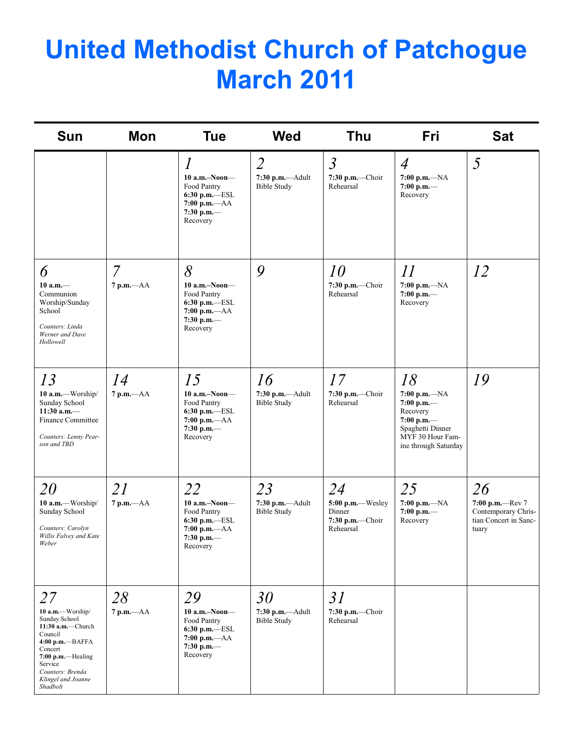# United Methodist Church of Patchogue March 2011

| Sun | Mon | Tue | Wed | Thu | Fri | Sat |
|---|---|---|---|---|---|---|
| | | *1* **10 a.m.–Noon**—Food Pantry **6:30 p.m.**—ESL **7:00 p.m.**—AA **7:30 p.m.**—Recovery | *2* **7:30 p.m.**—Adult Bible Study | *3* **7:30 p.m.**—Choir Rehearsal | *4* **7:00 p.m.**—NA **7:00 p.m.**—Recovery | *5* |
| *6* **10 a.m.**—Communion Worship/Sunday School *Counters: Linda Werner and Dave Hollowell* | *7* **7 p.m.**—AA | *8* **10 a.m.–Noon**—Food Pantry **6:30 p.m.**—ESL **7:00 p.m.**—AA **7:30 p.m.**—Recovery | *9* | *10* **7:30 p.m.**—Choir Rehearsal | *11* **7:00 p.m.**—NA **7:00 p.m.**—Recovery | *12* |
| *13* **10 a.m.**—Worship/Sunday School **11:30 a.m.**—Finance Committee *Counters: Lenny Pearson and TBD* | *14* **7 p.m.**—AA | *15* **10 a.m.–Noon**—Food Pantry **6:30 p.m.**—ESL **7:00 p.m.**—AA **7:30 p.m.**—Recovery | *16* **7:30 p.m.**—Adult Bible Study | *17* **7:30 p.m.**—Choir Rehearsal | *18* **7:00 p.m.**—NA **7:00 p.m.**—Recovery **7:00 p.m.**—Spaghetti Dinner MYF 30 Hour Famine through Saturday | *19* |
| *20* **10 a.m.**—Worship/Sunday School *Counters: Carolyn Willis Falvey and Kate Weber* | *21* **7 p.m.**—AA | *22* **10 a.m.–Noon**—Food Pantry **6:30 p.m.**—ESL **7:00 p.m.**—AA **7:30 p.m.**—Recovery | *23* **7:30 p.m.**—Adult Bible Study | *24* **5:00 p.m.**—Wesley Dinner **7:30 p.m.**—Choir Rehearsal | *25* **7:00 p.m.**—NA **7:00 p.m.**—Recovery | *26* **7:00 p.m.**—Rev 7 Contemporary Christian Concert in Sanctuary |
| *27* **10 a.m.**—Worship/Sunday School **11:30 a.m.**—Church Council **4:00 p.m.**—BAFFA Concert **7:00 p.m.**—Healing Service *Counters: Brenda Klingel and Joanne Shadbolt* | *28* **7 p.m.**—AA | *29* **10 a.m.–Noon**—Food Pantry **6:30 p.m.**—ESL **7:00 p.m.**—AA **7:30 p.m.**—Recovery | *30* **7:30 p.m.**—Adult Bible Study | *31* **7:30 p.m.**—Choir Rehearsal | | |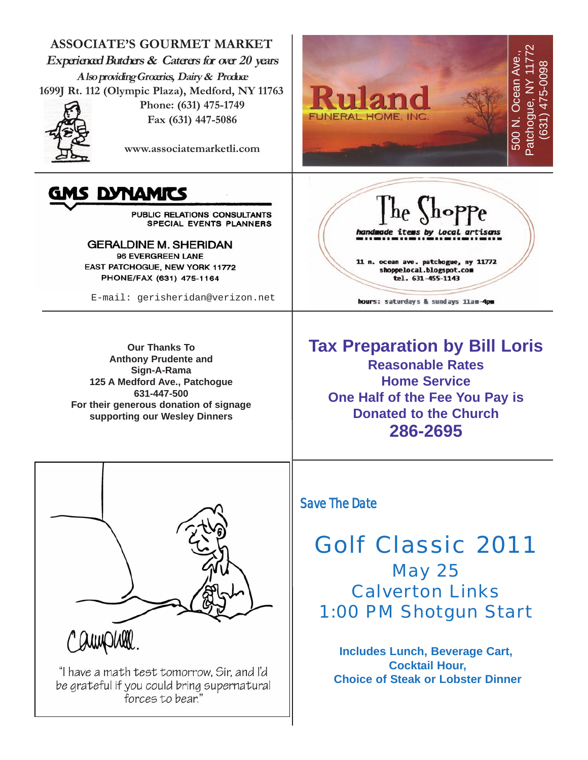**ASSOCIATE'S GOURMET MARKET**

*Experienced Butchers & Caterers for over 20 years*

*Also providing Groceries, Dairy & Produce*

1699J Rt. 112 (Olympic Plaza), Medford, NY 11763

Phone: (631) 475-1749

Fax (631) 447-5086

www.associatemarketli.com

---

**Ruland**

FUNERAL HOME, INC.

500 N. Ocean Ave., Patchogue, NY 11772

(631) 475-0098

---

**GMS DYNAMICS**

PUBLIC RELATIONS CONSULTANTS

SPECIAL EVENTS PLANNERS

GERALDINE M. SHERIDAN

96 EVERGREEN LANE

EAST PATCHOGUE, NEW YORK 11772

PHONE/FAX (631) 475-1164

E-mail: gerisheridan@verizon.net

---

**The Shoppe**

*handmade items by local artisans*

11 n. ocean ave. patchogue, ny 11772

shoppelocal.blogspot.com

tel. 631-455-1143

hours: saturdays & sundays 11am-4pm

---

**Our Thanks To Anthony Prudente and Sign-A-Rama**

**125 A Medford Ave., Patchogue**

**631-447-500**

**For their generous donation of signage supporting our Wesley Dinners**

---

## Tax Preparation by Bill Loris

**Reasonable Rates**

**Home Service**

**One Half of the Fee You Pay is Donated to the Church**

**286-2695**

---

Campbell.

"I have a math test tomorrow, Sir, and I'd be grateful if you could bring supernatural forces to bear."

---

Save The Date

## Golf Classic 2011

May 25

Calverton Links

1:00 PM Shotgun Start

**Includes Lunch, Beverage Cart, Cocktail Hour, Choice of Steak or Lobster Dinner**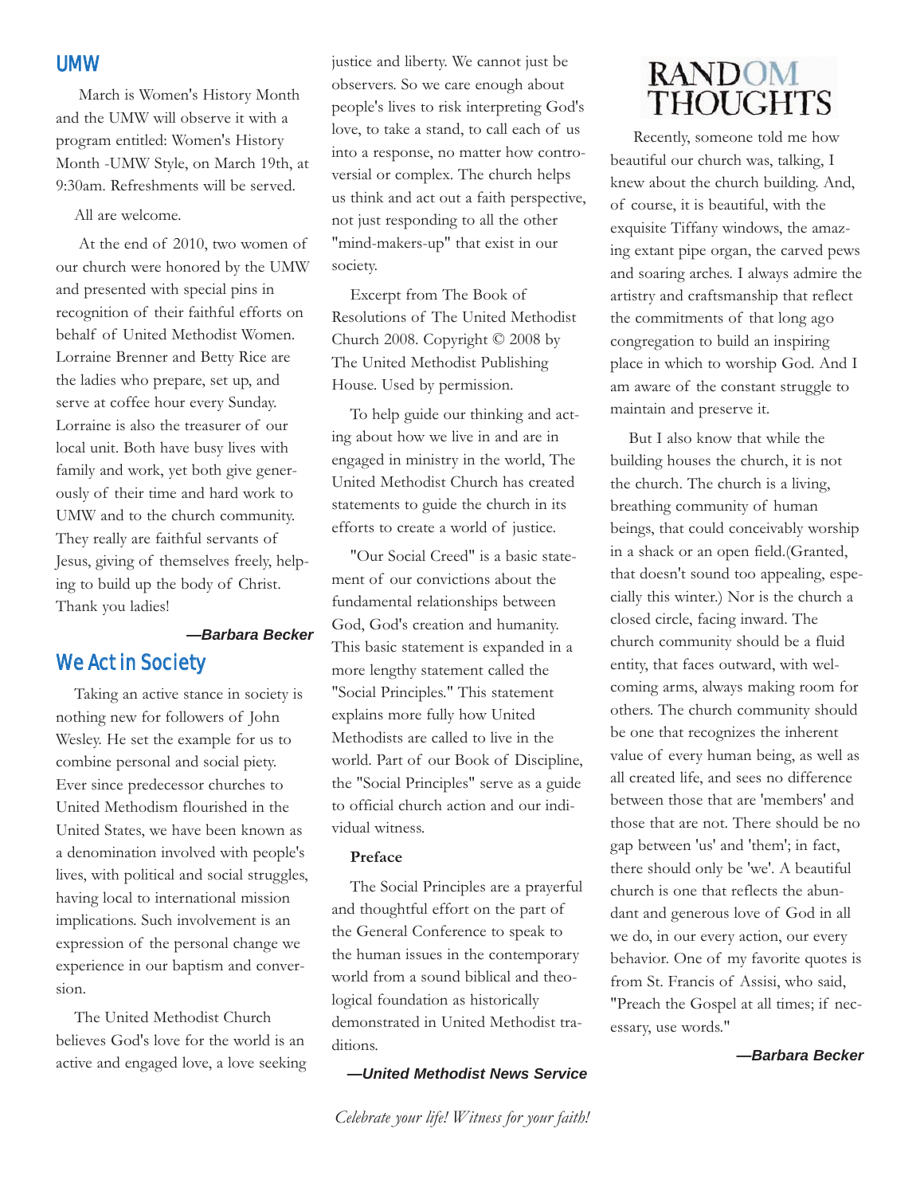## UMW

March is Women's History Month and the UMW will observe it with a program entitled: Women's History Month -UMW Style, on March 19th, at 9:30am. Refreshments will be served.

All are welcome.

At the end of 2010, two women of our church were honored by the UMW and presented with special pins in recognition of their faithful efforts on behalf of United Methodist Women. Lorraine Brenner and Betty Rice are the ladies who prepare, set up, and serve at coffee hour every Sunday. Lorraine is also the treasurer of our local unit. Both have busy lives with family and work, yet both give generously of their time and hard work to UMW and to the church community. They really are faithful servants of Jesus, giving of themselves freely, helping to build up the body of Christ. Thank you ladies!

***—Barbara Becker***

## We Act in Society

Taking an active stance in society is nothing new for followers of John Wesley. He set the example for us to combine personal and social piety. Ever since predecessor churches to United Methodism flourished in the United States, we have been known as a denomination involved with people's lives, with political and social struggles, having local to international mission implications. Such involvement is an expression of the personal change we experience in our baptism and conversion.

The United Methodist Church believes God's love for the world is an active and engaged love, a love seeking justice and liberty. We cannot just be observers. So we care enough about people's lives to risk interpreting God's love, to take a stand, to call each of us into a response, no matter how controversial or complex. The church helps us think and act out a faith perspective, not just responding to all the other "mind-makers-up" that exist in our society.

Excerpt from The Book of Resolutions of The United Methodist Church 2008. Copyright © 2008 by The United Methodist Publishing House. Used by permission.

To help guide our thinking and acting about how we live in and are in engaged in ministry in the world, The United Methodist Church has created statements to guide the church in its efforts to create a world of justice.

"Our Social Creed" is a basic statement of our convictions about the fundamental relationships between God, God's creation and humanity. This basic statement is expanded in a more lengthy statement called the "Social Principles." This statement explains more fully how United Methodists are called to live in the world. Part of our Book of Discipline, the "Social Principles" serve as a guide to official church action and our individual witness.

**Preface**

The Social Principles are a prayerful and thoughtful effort on the part of the General Conference to speak to the human issues in the contemporary world from a sound biblical and theological foundation as historically demonstrated in United Methodist traditions.

***—United Methodist News Service***

## RANDOM THOUGHTS

Recently, someone told me how beautiful our church was, talking, I knew about the church building. And, of course, it is beautiful, with the exquisite Tiffany windows, the amazing extant pipe organ, the carved pews and soaring arches. I always admire the artistry and craftsmanship that reflect the commitments of that long ago congregation to build an inspiring place in which to worship God. And I am aware of the constant struggle to maintain and preserve it.

But I also know that while the building houses the church, it is not the church. The church is a living, breathing community of human beings, that could conceivably worship in a shack or an open field.(Granted, that doesn't sound too appealing, especially this winter.) Nor is the church a closed circle, facing inward. The church community should be a fluid entity, that faces outward, with welcoming arms, always making room for others. The church community should be one that recognizes the inherent value of every human being, as well as all created life, and sees no difference between those that are 'members' and those that are not. There should be no gap between 'us' and 'them'; in fact, there should only be 'we'. A beautiful church is one that reflects the abundant and generous love of God in all we do, in our every action, our every behavior. One of my favorite quotes is from St. Francis of Assisi, who said, "Preach the Gospel at all times; if necessary, use words."

***—Barbara Becker***

*Celebrate your life! Witness for your faith!*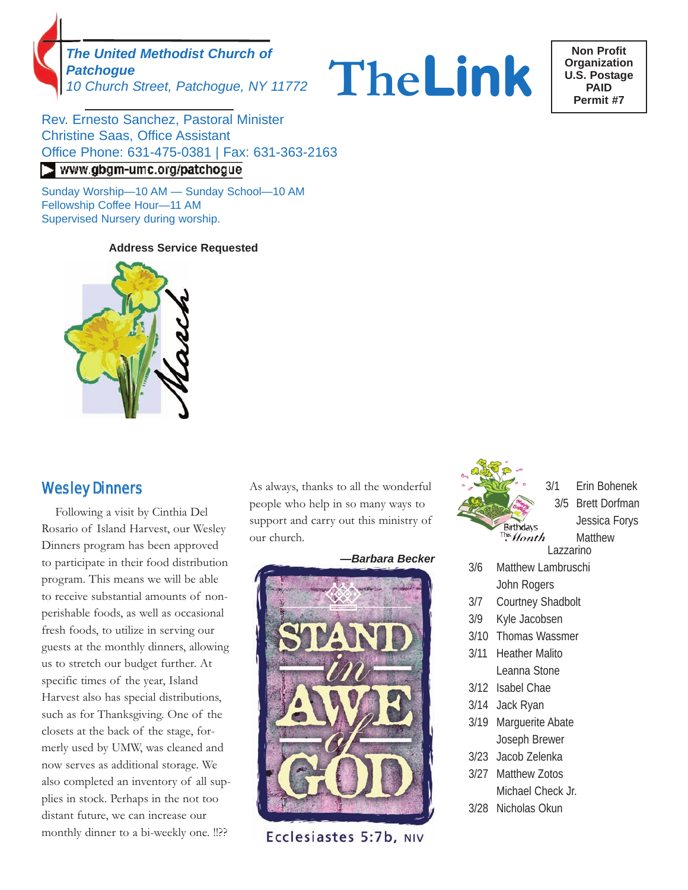*The United Methodist Church of Patchogue*
*10 Church Street, Patchogue, NY 11772*

# TheLink

**Non Profit Organization U.S. Postage PAID Permit #7**

Rev. Ernesto Sanchez, Pastoral Minister
Christine Saas, Office Assistant
Office Phone: 631-475-0381 | Fax: 631-363-2163
www.gbgm-umc.org/patchogue

Sunday Worship—10 AM — Sunday School—10 AM
Fellowship Coffee Hour—11 AM
Supervised Nursery during worship.

**Address Service Requested**

March

## Wesley Dinners

Following a visit by Cinthia Del Rosario of Island Harvest, our Wesley Dinners program has been approved to participate in their food distribution program. This means we will be able to receive substantial amounts of non-perishable foods, as well as occasional fresh foods, to utilize in serving our guests at the monthly dinners, allowing us to stretch our budget further. At specific times of the year, Island Harvest also has special distributions, such as for Thanksgiving. One of the closets at the back of the stage, formerly used by UMW, was cleaned and now serves as additional storage. We also completed an inventory of all supplies in stock. Perhaps in the not too distant future, we can increase our monthly dinner to a bi-weekly one. !!??

As always, thanks to all the wonderful people who help in so many ways to support and carry out this ministry of our church.

***—Barbara Becker***

STAND in AWE of GOD

Ecclesiastes 5:7b, NIV

Birthdays This Month

3/1 Erin Bohenek
3/5 Brett Dorfman
Jessica Forys
Matthew Lazzarino
3/6 Matthew Lambruschi
John Rogers
3/7 Courtney Shadbolt
3/9 Kyle Jacobsen
3/10 Thomas Wassmer
3/11 Heather Malito
Leanna Stone
3/12 Isabel Chae
3/14 Jack Ryan
3/19 Marguerite Abate
Joseph Brewer
3/23 Jacob Zelenka
3/27 Matthew Zotos
Michael Check Jr.
3/28 Nicholas Okun